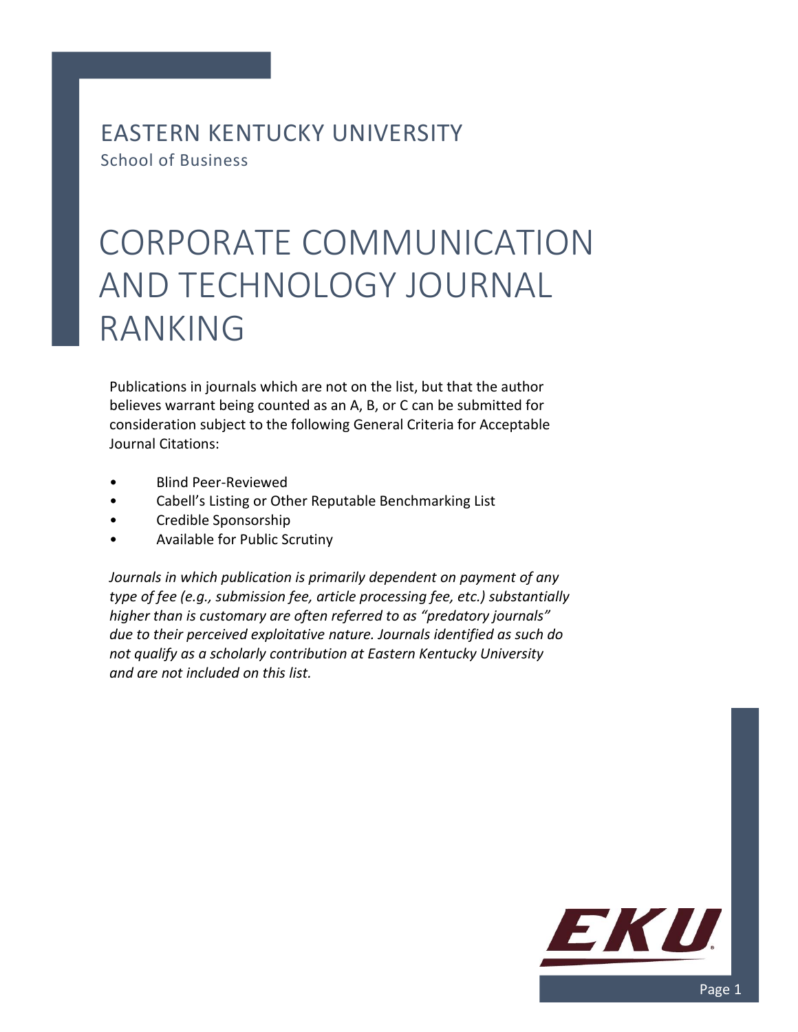# EASTERN KENTUCKY UNIVERSITY

School of Business

# CORPORATE COMMUNICATION AND TECHNOLOGY JOURNAL RANKING

Publications in journals which are not on the list, but that the author believes warrant being counted as an A, B, or C can be submitted for consideration subject to the following General Criteria for Acceptable Journal Citations:

- Blind Peer-Reviewed
- Cabell's Listing or Other Reputable Benchmarking List
- Credible Sponsorship
- Available for Public Scrutiny

*Journals in which publication is primarily dependent on payment of any type of fee (e.g., submission fee, article processing fee, etc.) substantially higher than is customary are often referred to as "predatory journals" due to their perceived exploitative nature. Journals identified as such do not qualify as a scholarly contribution at Eastern Kentucky University and are not included on this list.*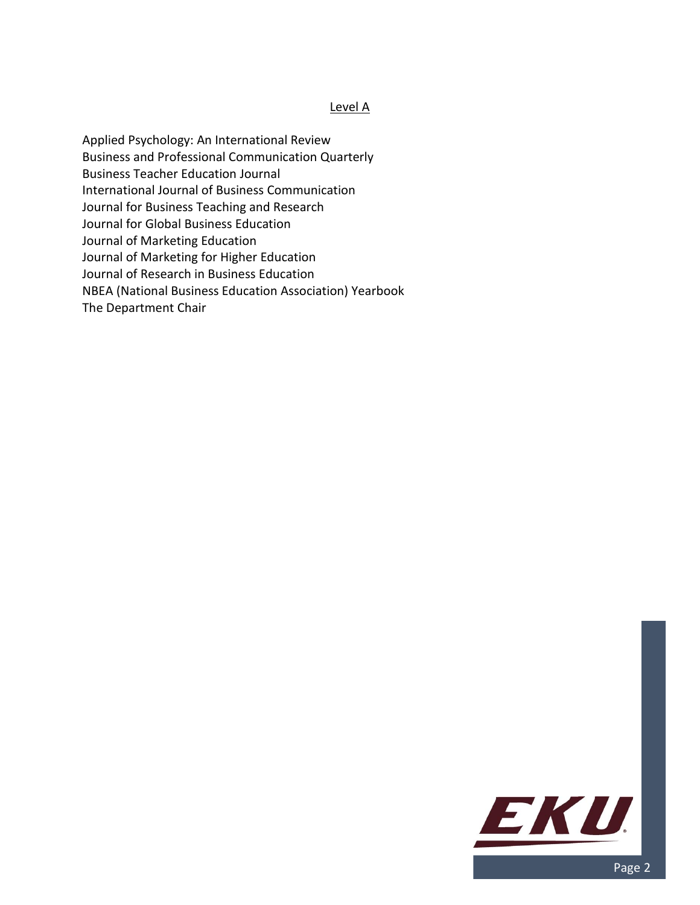## Level A

Applied Psychology: An International Review
Business and Professional Communication Quarterly
Business Teacher Education Journal
International Journal of Business Communication
Journal for Business Teaching and Research
Journal for Global Business Education
Journal of Marketing Education
Journal of Marketing for Higher Education
Journal of Research in Business Education
NBEA (National Business Education Association) Yearbook
The Department Chair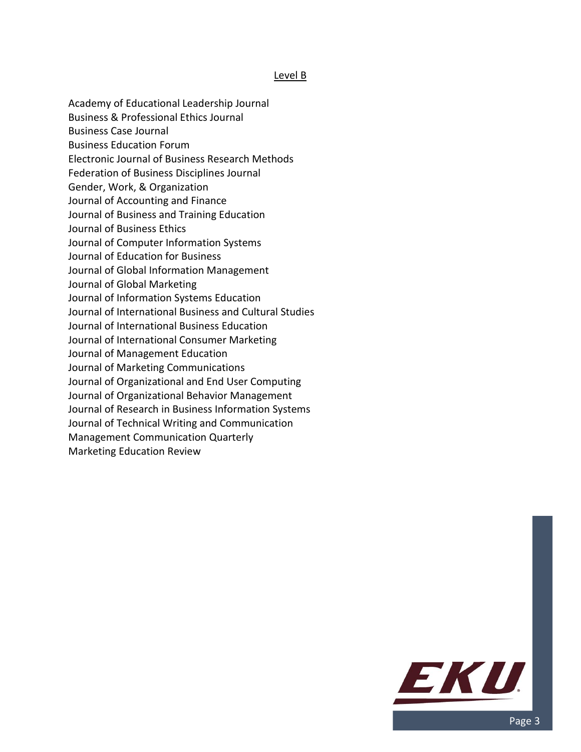## Level B

Academy of Educational Leadership Journal
Business & Professional Ethics Journal
Business Case Journal
Business Education Forum
Electronic Journal of Business Research Methods
Federation of Business Disciplines Journal
Gender, Work, & Organization
Journal of Accounting and Finance
Journal of Business and Training Education
Journal of Business Ethics
Journal of Computer Information Systems
Journal of Education for Business
Journal of Global Information Management
Journal of Global Marketing
Journal of Information Systems Education
Journal of International Business and Cultural Studies
Journal of International Business Education
Journal of International Consumer Marketing
Journal of Management Education
Journal of Marketing Communications
Journal of Organizational and End User Computing
Journal of Organizational Behavior Management
Journal of Research in Business Information Systems
Journal of Technical Writing and Communication
Management Communication Quarterly
Marketing Education Review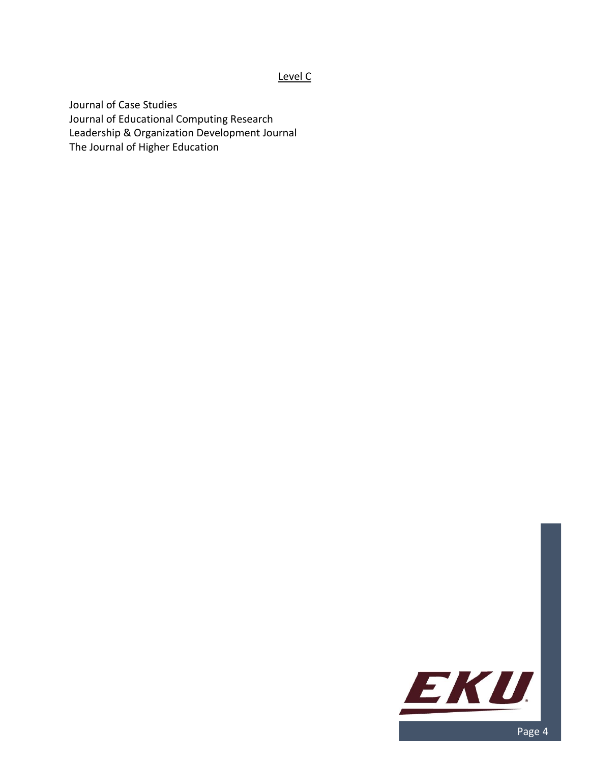Level C

Journal of Case Studies
Journal of Educational Computing Research
Leadership & Organization Development Journal
The Journal of Higher Education